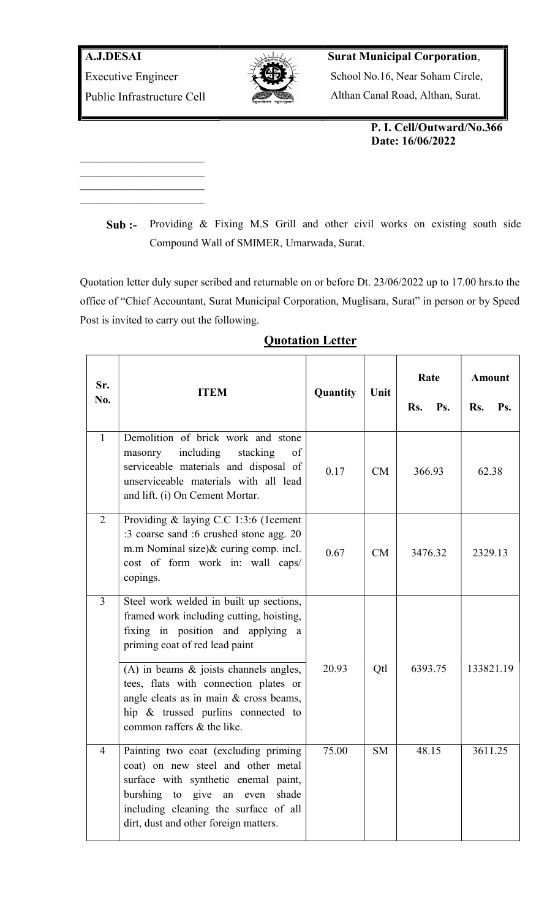**A.J.DESAI**
Executive Engineer
Public Infrastructure Cell

**Surat Municipal Corporation**,
School No.16, Near Soham Circle,
Althan Canal Road, Althan, Surat.

**P. I. Cell/Outward/No.366**
**Date: 16/06/2022**

______________________
______________________
______________________
______________________

**Sub :-** Providing & Fixing M.S Grill and other civil works on existing south side Compound Wall of SMIMER, Umarwada, Surat.

Quotation letter duly super scribed and returnable on or before Dt. 23/06/2022 up to 17.00 hrs.to the office of "Chief Accountant, Surat Municipal Corporation, Muglisara, Surat" in person or by Speed Post is invited to carry out the following.

## Quotation Letter

| Sr. No. | ITEM | Quantity | Unit | Rate Rs. Ps. | Amount Rs. Ps. |
|---|---|---|---|---|---|
| 1 | Demolition of brick work and stone masonry including stacking of serviceable materials and disposal of unserviceable materials with all lead and lift. (i) On Cement Mortar. | 0.17 | CM | 366.93 | 62.38 |
| 2 | Providing & laying C.C 1:3:6 (1cement :3 coarse sand :6 crushed stone agg. 20 m.m Nominal size)& curing comp. incl. cost of form work in: wall caps/ copings. | 0.67 | CM | 3476.32 | 2329.13 |
| 3 | Steel work welded in built up sections, framed work including cutting, hoisting, fixing in position and applying a priming coat of red lead paint<br>(A) in beams & joists channels angles, tees, flats with connection plates or angle cleats as in main & cross beams, hip & trussed purlins connected to common raffers & the like. | 20.93 | Qtl | 6393.75 | 133821.19 |
| 4 | Painting two coat (excluding priming coat) on new steel and other metal surface with synthetic enemal paint, burshing to give an even shade including cleaning the surface of all dirt, dust and other foreign matters. | 75.00 | SM | 48.15 | 3611.25 |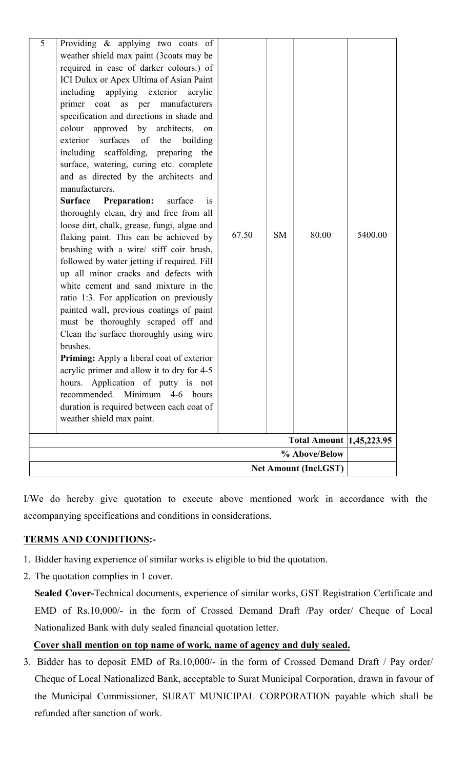| 5 | Providing & applying two coats of weather shield max paint (3coats may be required in case of darker colours.) of ICI Dulux or Apex Ultima of Asian Paint including applying exterior acrylic primer coat as per manufacturers specification and directions in shade and colour approved by architects, on exterior surfaces of the building including scaffolding, preparing the surface, watering, curing etc. complete and as directed by the architects and manufacturers.<br>**Surface Preparation:** surface is thoroughly clean, dry and free from all loose dirt, chalk, grease, fungi, algae and flaking paint. This can be achieved by brushing with a wire/ stiff coir brush, followed by water jetting if required. Fill up all minor cracks and defects with white cement and sand mixture in the ratio 1:3. For application on previously painted wall, previous coatings of paint must be thoroughly scraped off and Clean the surface thoroughly using wire brushes.<br>**Priming:** Apply a liberal coat of exterior acrylic primer and allow it to dry for 4-5 hours. Application of putty is not recommended. Minimum 4-6 hours duration is required between each coat of weather shield max paint. | 67.50 | SM | 80.00 | 5400.00 |
|---|---|---|---|---|---|
| | | | | **Total Amount** | **1,45,223.95** |
| | | | | **% Above/Below** | |
| | | | | **Net Amount (Incl.GST)** | |

I/We do hereby give quotation to execute above mentioned work in accordance with the accompanying specifications and conditions in considerations.

## TERMS AND CONDITIONS:-

1. Bidder having experience of similar works is eligible to bid the quotation.
2. The quotation complies in 1 cover.

   **Sealed Cover-**Technical documents, experience of similar works, GST Registration Certificate and EMD of Rs.10,000/- in the form of Crossed Demand Draft /Pay order/ Cheque of Local Nationalized Bank with duly sealed financial quotation letter.

   **Cover shall mention on top name of work, name of agency and duly sealed.**

3. Bidder has to deposit EMD of Rs.10,000/- in the form of Crossed Demand Draft / Pay order/ Cheque of Local Nationalized Bank, acceptable to Surat Municipal Corporation, drawn in favour of the Municipal Commissioner, SURAT MUNICIPAL CORPORATION payable which shall be refunded after sanction of work.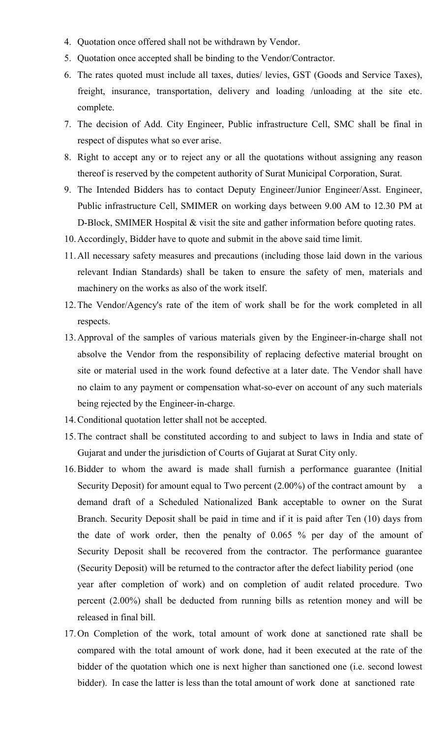4. Quotation once offered shall not be withdrawn by Vendor.
5. Quotation once accepted shall be binding to the Vendor/Contractor.
6. The rates quoted must include all taxes, duties/ levies, GST (Goods and Service Taxes), freight, insurance, transportation, delivery and loading /unloading at the site etc. complete.
7. The decision of Add. City Engineer, Public infrastructure Cell, SMC shall be final in respect of disputes what so ever arise.
8. Right to accept any or to reject any or all the quotations without assigning any reason thereof is reserved by the competent authority of Surat Municipal Corporation, Surat.
9. The Intended Bidders has to contact Deputy Engineer/Junior Engineer/Asst. Engineer, Public infrastructure Cell, SMIMER on working days between 9.00 AM to 12.30 PM at D-Block, SMIMER Hospital & visit the site and gather information before quoting rates.
10. Accordingly, Bidder have to quote and submit in the above said time limit.
11. All necessary safety measures and precautions (including those laid down in the various relevant Indian Standards) shall be taken to ensure the safety of men, materials and machinery on the works as also of the work itself.
12. The Vendor/Agency's rate of the item of work shall be for the work completed in all respects.
13. Approval of the samples of various materials given by the Engineer-in-charge shall not absolve the Vendor from the responsibility of replacing defective material brought on site or material used in the work found defective at a later date. The Vendor shall have no claim to any payment or compensation what-so-ever on account of any such materials being rejected by the Engineer-in-charge.
14. Conditional quotation letter shall not be accepted.
15. The contract shall be constituted according to and subject to laws in India and state of Gujarat and under the jurisdiction of Courts of Gujarat at Surat City only.
16. Bidder to whom the award is made shall furnish a performance guarantee (Initial Security Deposit) for amount equal to Two percent (2.00%) of the contract amount by a demand draft of a Scheduled Nationalized Bank acceptable to owner on the Surat Branch. Security Deposit shall be paid in time and if it is paid after Ten (10) days from the date of work order, then the penalty of 0.065 % per day of the amount of Security Deposit shall be recovered from the contractor. The performance guarantee (Security Deposit) will be returned to the contractor after the defect liability period (one year after completion of work) and on completion of audit related procedure. Two percent (2.00%) shall be deducted from running bills as retention money and will be released in final bill.
17. On Completion of the work, total amount of work done at sanctioned rate shall be compared with the total amount of work done, had it been executed at the rate of the bidder of the quotation which one is next higher than sanctioned one (i.e. second lowest bidder). In case the latter is less than the total amount of work done at sanctioned rate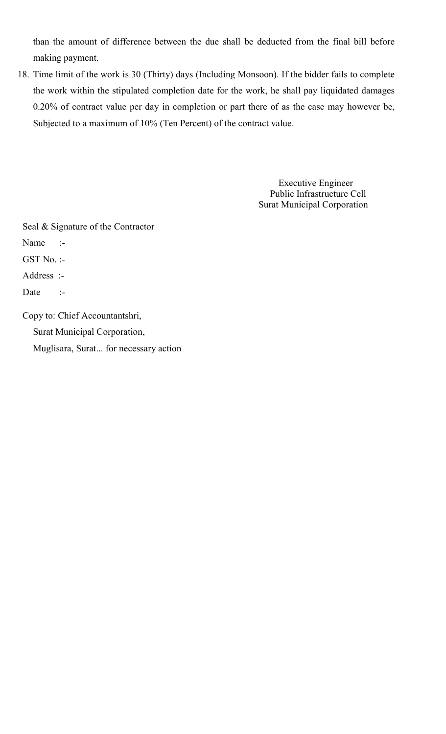than the amount of difference between the due shall be deducted from the final bill before making payment.

18. Time limit of the work is 30 (Thirty) days (Including Monsoon). If the bidder fails to complete the work within the stipulated completion date for the work, he shall pay liquidated damages 0.20% of contract value per day in completion or part there of as the case may however be, Subjected to a maximum of 10% (Ten Percent) of the contract value.

Executive Engineer
Public Infrastructure Cell
Surat Municipal Corporation

Seal & Signature of the Contractor

Name :-

GST No. :-

Address :-

Date :-

Copy to: Chief Accountantshri,
Surat Municipal Corporation,
Muglisara, Surat... for necessary action